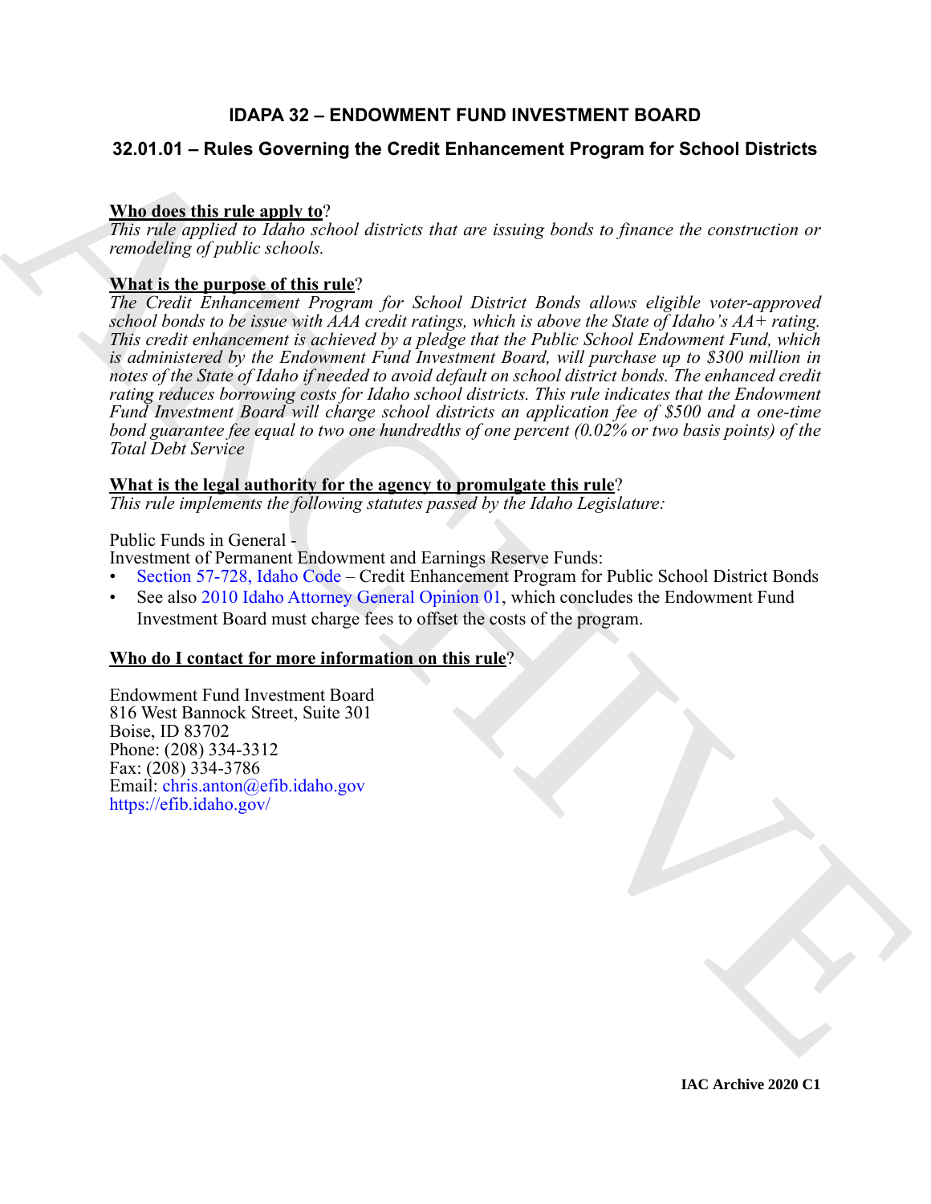# IDAPA 32 – ENDOWMENT FUND INVESTMENT BOARD

## 32.01.01 – Rules Governing the Credit Enhancement Program for School Districts

**Who does this rule apply to**?

*This rule applied to Idaho school districts that are issuing bonds to finance the construction or remodeling of public schools.*

**What is the purpose of this rule**?

*The Credit Enhancement Program for School District Bonds allows eligible voter-approved school bonds to be issue with AAA credit ratings, which is above the State of Idaho's AA+ rating. This credit enhancement is achieved by a pledge that the Public School Endowment Fund, which is administered by the Endowment Fund Investment Board, will purchase up to $300 million in notes of the State of Idaho if needed to avoid default on school district bonds. The enhanced credit rating reduces borrowing costs for Idaho school districts. This rule indicates that the Endowment Fund Investment Board will charge school districts an application fee of $500 and a one-time bond guarantee fee equal to two one hundredths of one percent (0.02% or two basis points) of the Total Debt Service*

**What is the legal authority for the agency to promulgate this rule**?

*This rule implements the following statutes passed by the Idaho Legislature:*

Public Funds in General -

Investment of Permanent Endowment and Earnings Reserve Funds:

- Section 57-728, Idaho Code – Credit Enhancement Program for Public School District Bonds
- See also 2010 Idaho Attorney General Opinion 01, which concludes the Endowment Fund Investment Board must charge fees to offset the costs of the program.

**Who do I contact for more information on this rule**?

Endowment Fund Investment Board
816 West Bannock Street, Suite 301
Boise, ID 83702
Phone: (208) 334-3312
Fax: (208) 334-3786
Email: chris.anton@efib.idaho.gov
https://efib.idaho.gov/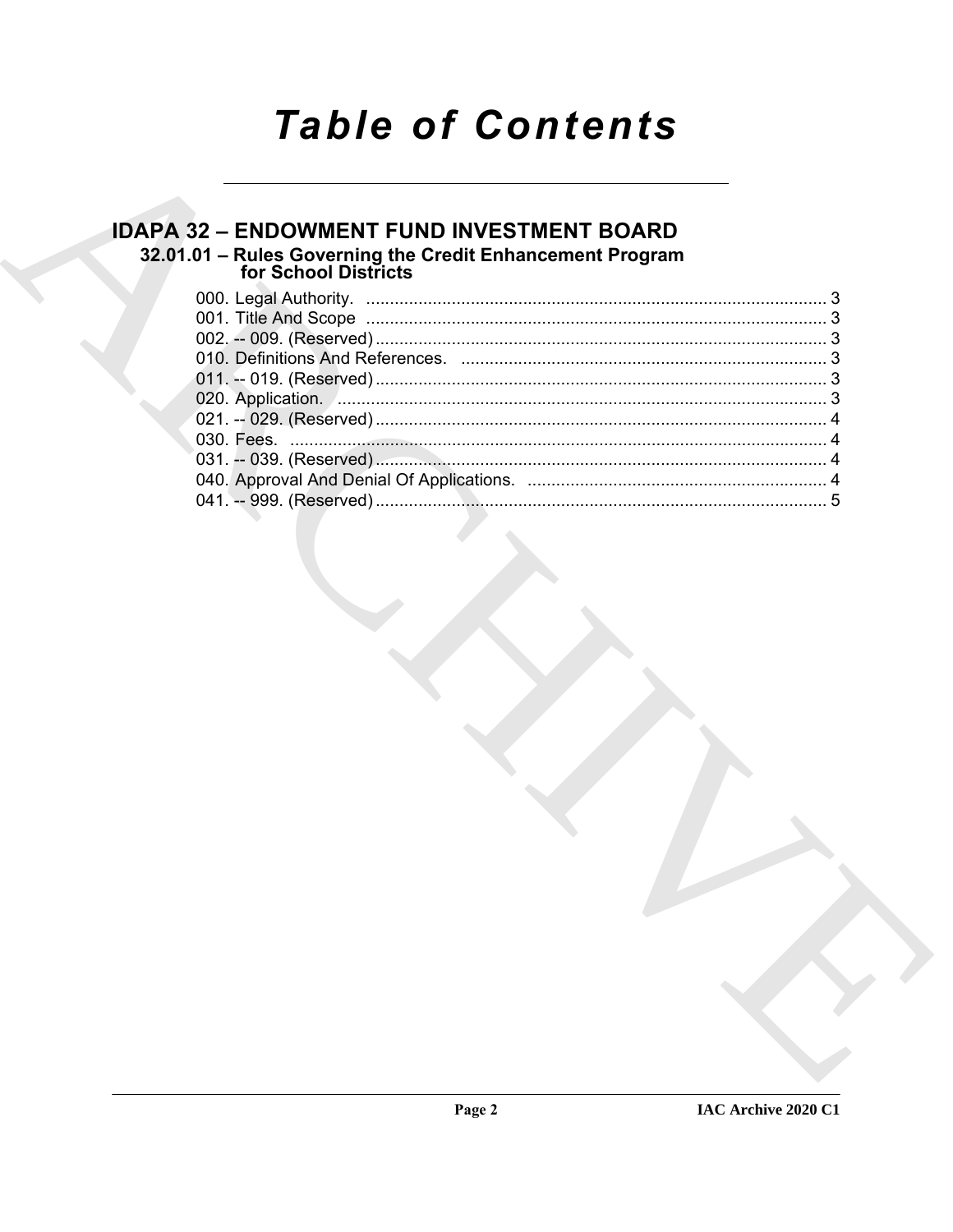# Table of Contents

## IDAPA 32 – ENDOWMENT FUND INVESTMENT BOARD

### 32.01.01 – Rules Governing the Credit Enhancement Program for School Districts

000. Legal Authority. ........ 3
001. Title And Scope ........ 3
002. -- 009. (Reserved) ........ 3
010. Definitions And References. ........ 3
011. -- 019. (Reserved) ........ 3
020. Application. ........ 3
021. -- 029. (Reserved) ........ 4
030. Fees. ........ 4
031. -- 039. (Reserved) ........ 4
040. Approval And Denial Of Applications. ........ 4
041. -- 999. (Reserved) ........ 5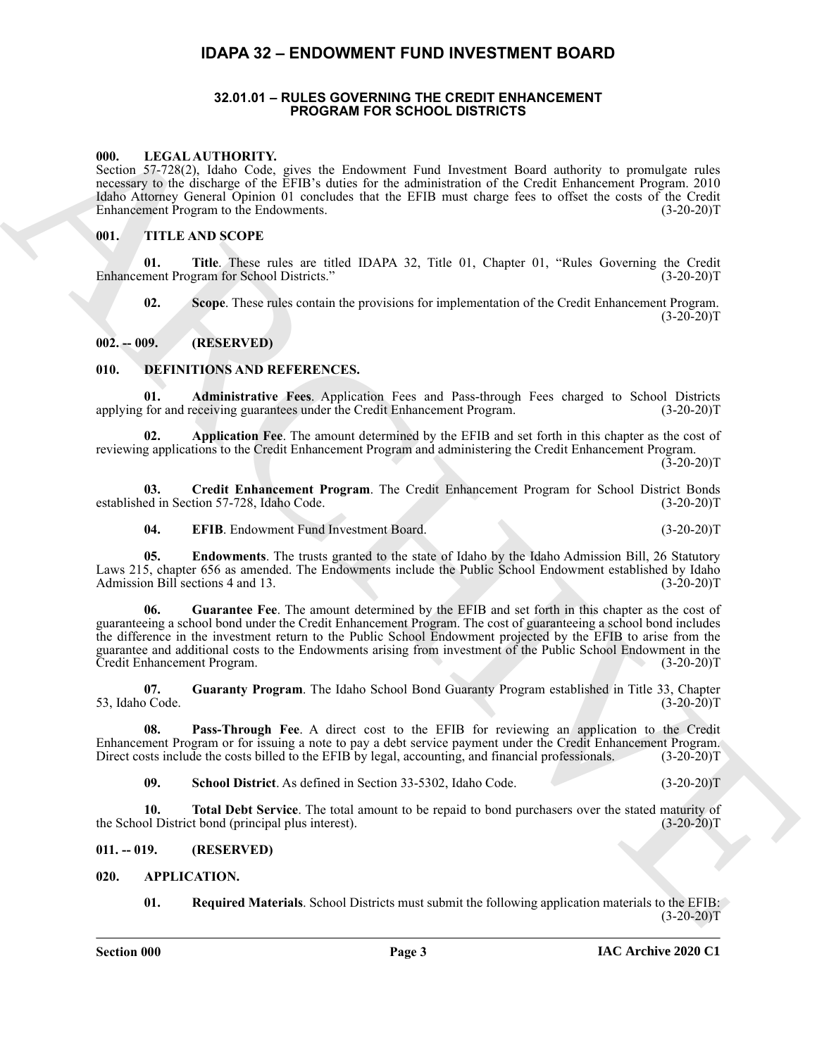# IDAPA 32 – ENDOWMENT FUND INVESTMENT BOARD

## 32.01.01 – RULES GOVERNING THE CREDIT ENHANCEMENT PROGRAM FOR SCHOOL DISTRICTS

### 000. LEGAL AUTHORITY.

Section 57-728(2), Idaho Code, gives the Endowment Fund Investment Board authority to promulgate rules necessary to the discharge of the EFIB's duties for the administration of the Credit Enhancement Program. 2010 Idaho Attorney General Opinion 01 concludes that the EFIB must charge fees to offset the costs of the Credit Enhancement Program to the Endowments. (3-20-20)T

### 001. TITLE AND SCOPE

**01. Title**. These rules are titled IDAPA 32, Title 01, Chapter 01, "Rules Governing the Credit Enhancement Program for School Districts." (3-20-20)T

**02. Scope**. These rules contain the provisions for implementation of the Credit Enhancement Program. (3-20-20)T

### 002. -- 009. (RESERVED)

### 010. DEFINITIONS AND REFERENCES.

**01. Administrative Fees**. Application Fees and Pass-through Fees charged to School Districts applying for and receiving guarantees under the Credit Enhancement Program. (3-20-20)T

**02. Application Fee**. The amount determined by the EFIB and set forth in this chapter as the cost of reviewing applications to the Credit Enhancement Program and administering the Credit Enhancement Program. (3-20-20)T

**03. Credit Enhancement Program**. The Credit Enhancement Program for School District Bonds established in Section 57-728, Idaho Code. (3-20-20)T

**04. EFIB**. Endowment Fund Investment Board. (3-20-20)T

**05. Endowments**. The trusts granted to the state of Idaho by the Idaho Admission Bill, 26 Statutory Laws 215, chapter 656 as amended. The Endowments include the Public School Endowment established by Idaho Admission Bill sections 4 and 13. (3-20-20)T

**06. Guarantee Fee**. The amount determined by the EFIB and set forth in this chapter as the cost of guaranteeing a school bond under the Credit Enhancement Program. The cost of guaranteeing a school bond includes the difference in the investment return to the Public School Endowment projected by the EFIB to arise from the guarantee and additional costs to the Endowments arising from investment of the Public School Endowment in the Credit Enhancement Program. (3-20-20)T

**07. Guaranty Program**. The Idaho School Bond Guaranty Program established in Title 33, Chapter 53, Idaho Code. (3-20-20)T

**08. Pass-Through Fee**. A direct cost to the EFIB for reviewing an application to the Credit Enhancement Program or for issuing a note to pay a debt service payment under the Credit Enhancement Program. Direct costs include the costs billed to the EFIB by legal, accounting, and financial professionals. (3-20-20)T

**09. School District**. As defined in Section 33-5302, Idaho Code. (3-20-20)T

**10. Total Debt Service**. The total amount to be repaid to bond purchasers over the stated maturity of the School District bond (principal plus interest). (3-20-20)T

### 011. -- 019. (RESERVED)

### 020. APPLICATION.

**01. Required Materials**. School Districts must submit the following application materials to the EFIB: (3-20-20)T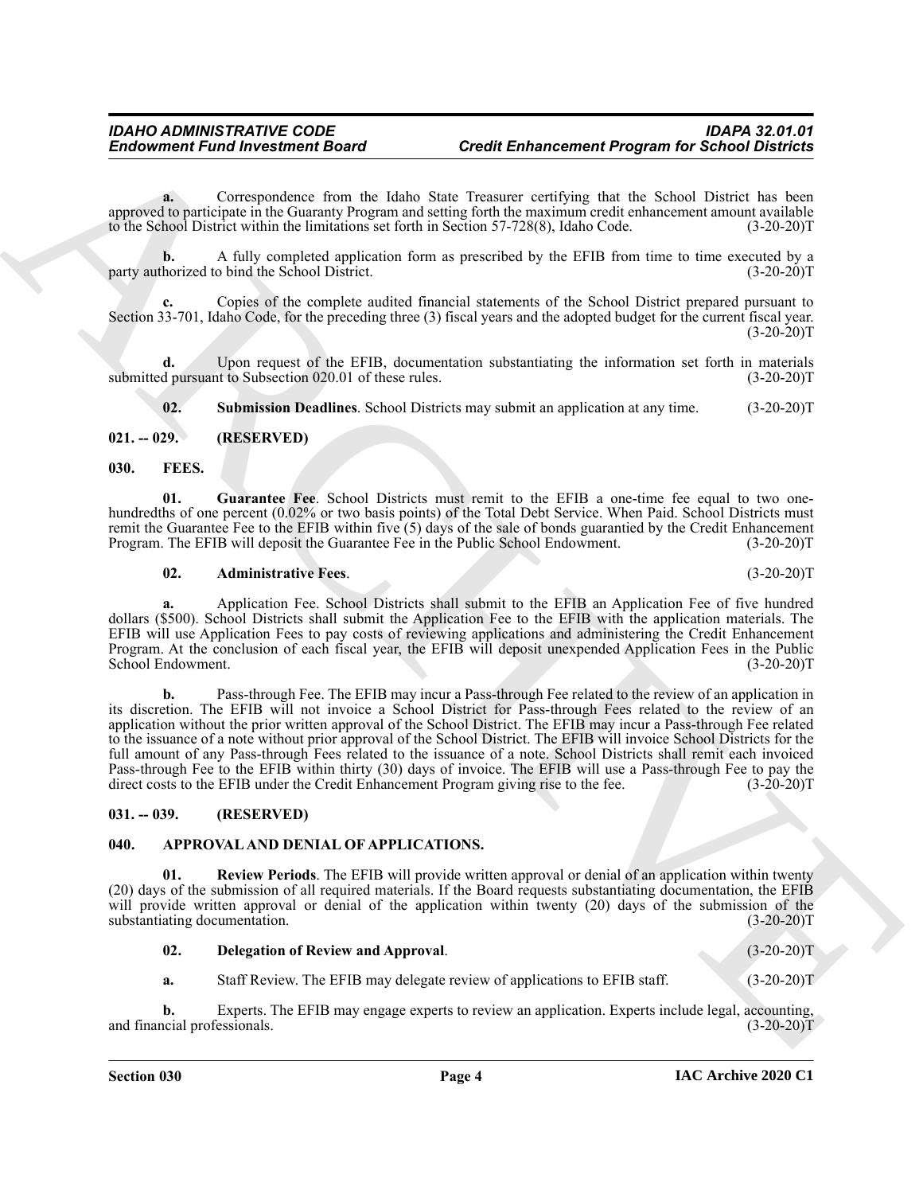**a.** Correspondence from the Idaho State Treasurer certifying that the School District has been approved to participate in the Guaranty Program and setting forth the maximum credit enhancement amount available to the School District within the limitations set forth in Section 57-728(8), Idaho Code. (3-20-20)T

**b.** A fully completed application form as prescribed by the EFIB from time to time executed by a party authorized to bind the School District. (3-20-20)T

**c.** Copies of the complete audited financial statements of the School District prepared pursuant to Section 33-701, Idaho Code, for the preceding three (3) fiscal years and the adopted budget for the current fiscal year. (3-20-20)T

**d.** Upon request of the EFIB, documentation substantiating the information set forth in materials submitted pursuant to Subsection 020.01 of these rules. (3-20-20)T

**02. Submission Deadlines**. School Districts may submit an application at any time. (3-20-20)T

## 021. -- 029. (RESERVED)

## 030. FEES.

**01. Guarantee Fee**. School Districts must remit to the EFIB a one-time fee equal to two one-hundredths of one percent (0.02% or two basis points) of the Total Debt Service. When Paid. School Districts must remit the Guarantee Fee to the EFIB within five (5) days of the sale of bonds guarantied by the Credit Enhancement Program. The EFIB will deposit the Guarantee Fee in the Public School Endowment. (3-20-20)T

**02. Administrative Fees**. (3-20-20)T

**a.** Application Fee. School Districts shall submit to the EFIB an Application Fee of five hundred dollars ($500). School Districts shall submit the Application Fee to the EFIB with the application materials. The EFIB will use Application Fees to pay costs of reviewing applications and administering the Credit Enhancement Program. At the conclusion of each fiscal year, the EFIB will deposit unexpended Application Fees in the Public School Endowment. (3-20-20)T

**b.** Pass-through Fee. The EFIB may incur a Pass-through Fee related to the review of an application in its discretion. The EFIB will not invoice a School District for Pass-through Fees related to the review of an application without the prior written approval of the School District. The EFIB may incur a Pass-through Fee related to the issuance of a note without prior approval of the School District. The EFIB will invoice School Districts for the full amount of any Pass-through Fees related to the issuance of a note. School Districts shall remit each invoiced Pass-through Fee to the EFIB within thirty (30) days of invoice. The EFIB will use a Pass-through Fee to pay the direct costs to the EFIB under the Credit Enhancement Program giving rise to the fee. (3-20-20)T

## 031. -- 039. (RESERVED)

## 040. APPROVAL AND DENIAL OF APPLICATIONS.

**01. Review Periods**. The EFIB will provide written approval or denial of an application within twenty (20) days of the submission of all required materials. If the Board requests substantiating documentation, the EFIB will provide written approval or denial of the application within twenty (20) days of the submission of the substantiating documentation. (3-20-20)T

**02. Delegation of Review and Approval**. (3-20-20)T

**a.** Staff Review. The EFIB may delegate review of applications to EFIB staff. (3-20-20)T

**b.** Experts. The EFIB may engage experts to review an application. Experts include legal, accounting, and financial professionals. (3-20-20)T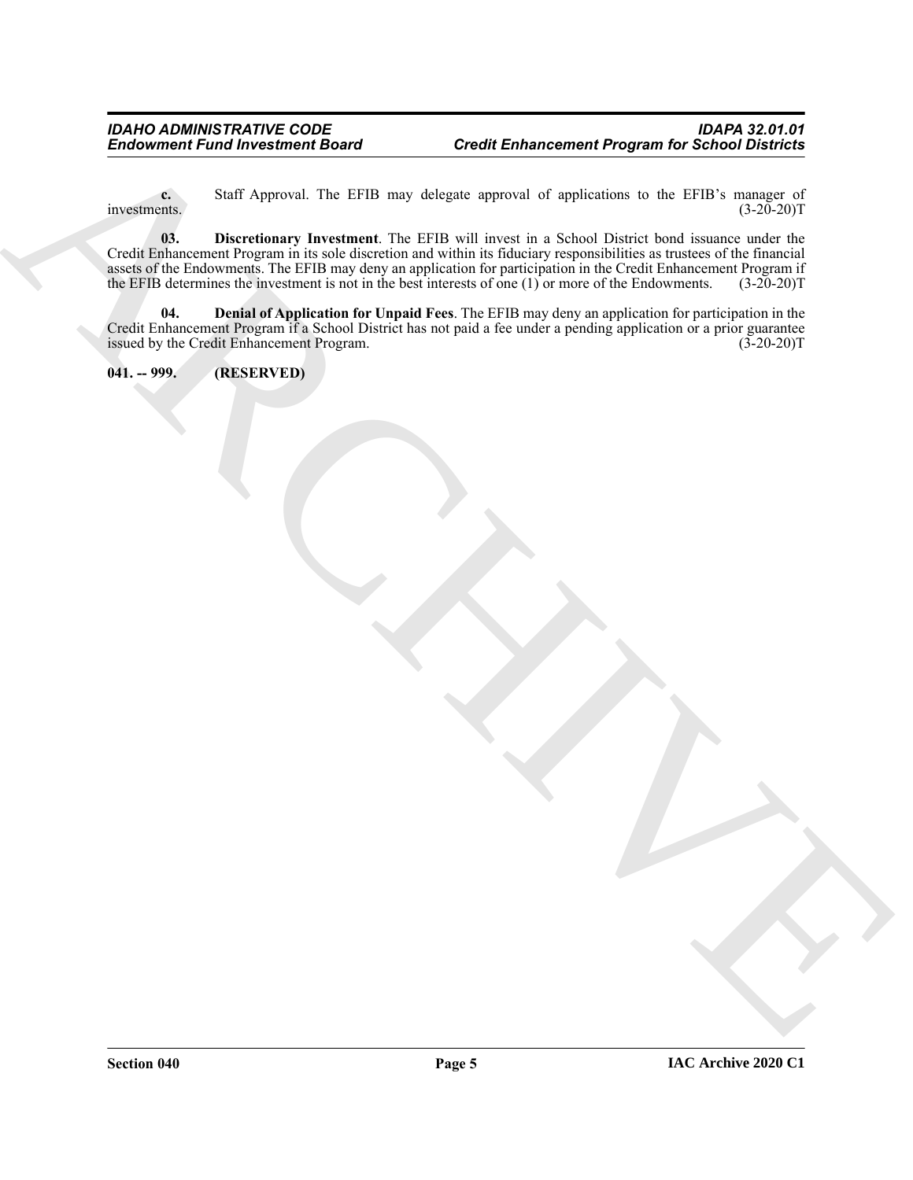**c.** Staff Approval. The EFIB may delegate approval of applications to the EFIB's manager of investments. (3-20-20)T

**03. Discretionary Investment**. The EFIB will invest in a School District bond issuance under the Credit Enhancement Program in its sole discretion and within its fiduciary responsibilities as trustees of the financial assets of the Endowments. The EFIB may deny an application for participation in the Credit Enhancement Program if the EFIB determines the investment is not in the best interests of one (1) or more of the Endowments. (3-20-20)T

**04. Denial of Application for Unpaid Fees**. The EFIB may deny an application for participation in the Credit Enhancement Program if a School District has not paid a fee under a pending application or a prior guarantee issued by the Credit Enhancement Program. (3-20-20)T

**041. -- 999. (RESERVED)**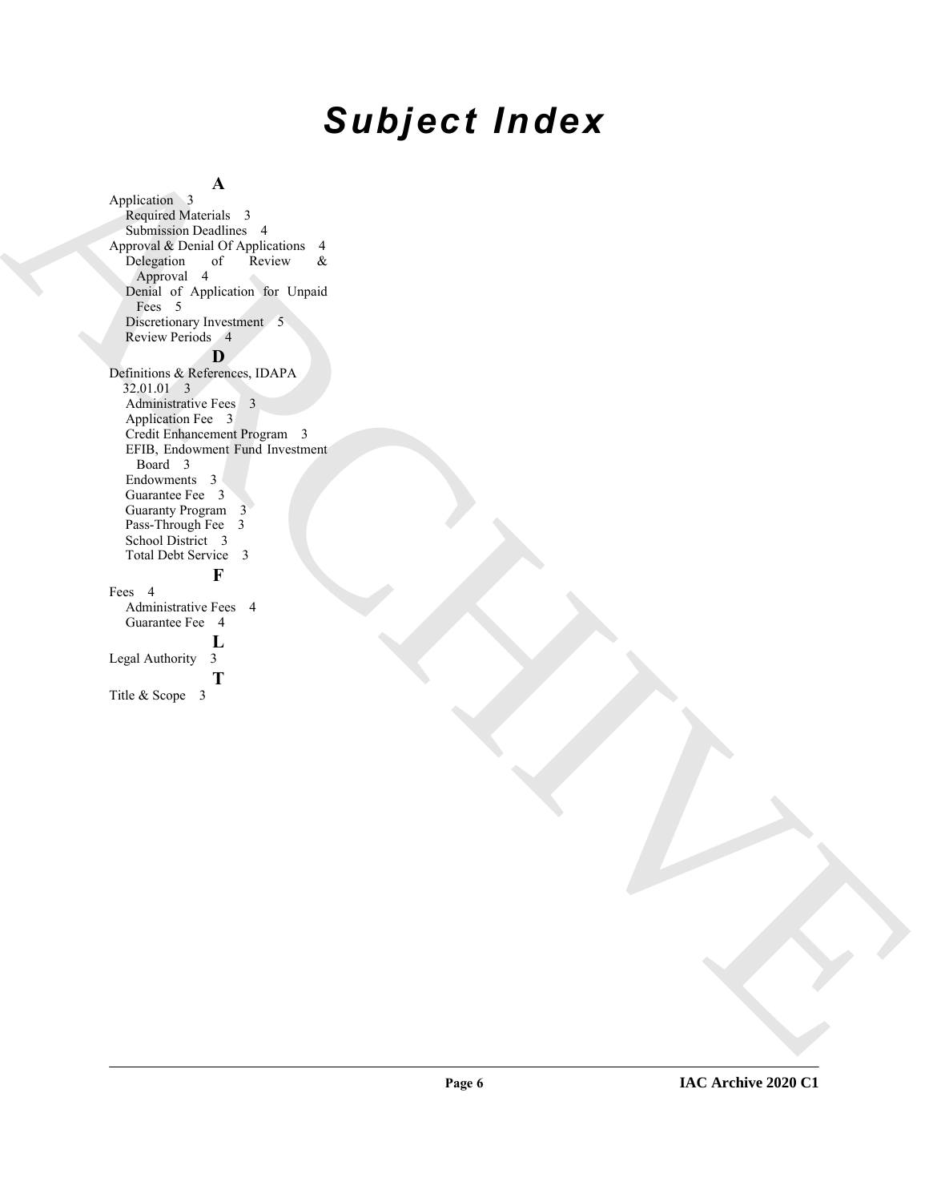# *Subject Index*

**A**

Application 3
- Required Materials 3
- Submission Deadlines 4

Approval & Denial Of Applications 4
- Delegation of Review & Approval 4
- Denial of Application for Unpaid Fees 5
- Discretionary Investment 5
- Review Periods 4

**D**

Definitions & References, IDAPA 32.01.01 3
- Administrative Fees 3
- Application Fee 3
- Credit Enhancement Program 3
- EFIB, Endowment Fund Investment Board 3
- Endowments 3
- Guarantee Fee 3
- Guaranty Program 3
- Pass-Through Fee 3
- School District 3
- Total Debt Service 3

**F**

Fees 4
- Administrative Fees 4
- Guarantee Fee 4

**L**

Legal Authority 3

**T**

Title & Scope 3